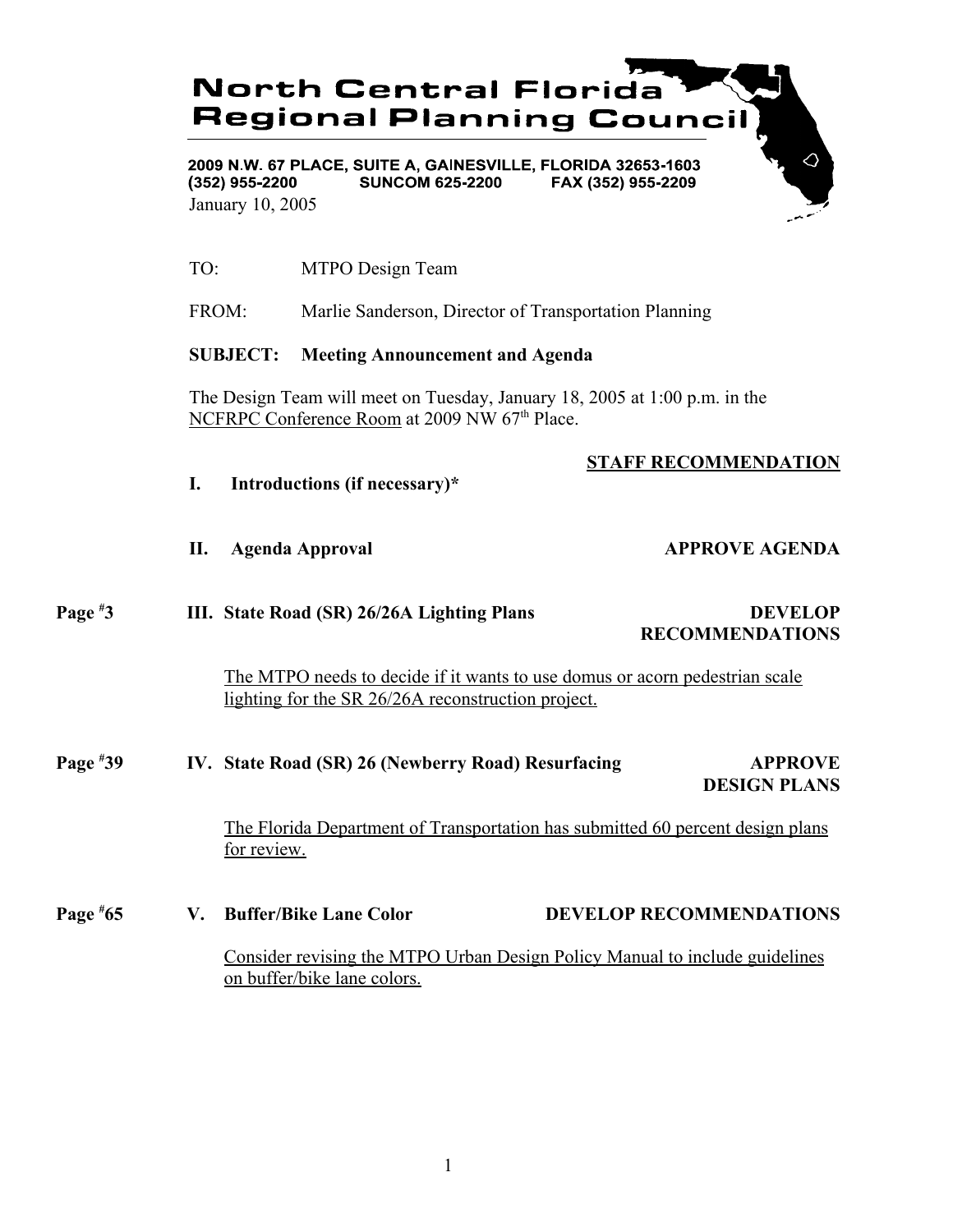# North Central Florida Regional Planning Council

**2009 N.W. 67 PLACE, SUITE A, GAINESVILLE, FLORIDA 32653-1603**
**(352) 955-2200 SUNCOM 625-2200 FAX (352) 955-2209**

January 10, 2005

TO: MTPO Design Team

FROM: Marlie Sanderson, Director of Transportation Planning

**SUBJECT: Meeting Announcement and Agenda**

The Design Team will meet on Tuesday, January 18, 2005 at 1:00 p.m. in the NCFRPC Conference Room at 2009 NW 67th Place.

**STAFF RECOMMENDATION**

**I. Introductions (if necessary)***

**II. Agenda Approval** — **APPROVE AGENDA**

Page #3 — **III. State Road (SR) 26/26A Lighting Plans** — **DEVELOP RECOMMENDATIONS**

The MTPO needs to decide if it wants to use domus or acorn pedestrian scale lighting for the SR 26/26A reconstruction project.

Page #39 — **IV. State Road (SR) 26 (Newberry Road) Resurfacing** — **APPROVE DESIGN PLANS**

The Florida Department of Transportation has submitted 60 percent design plans for review.

Page #65 — **V. Buffer/Bike Lane Color** — **DEVELOP RECOMMENDATIONS**

Consider revising the MTPO Urban Design Policy Manual to include guidelines on buffer/bike lane colors.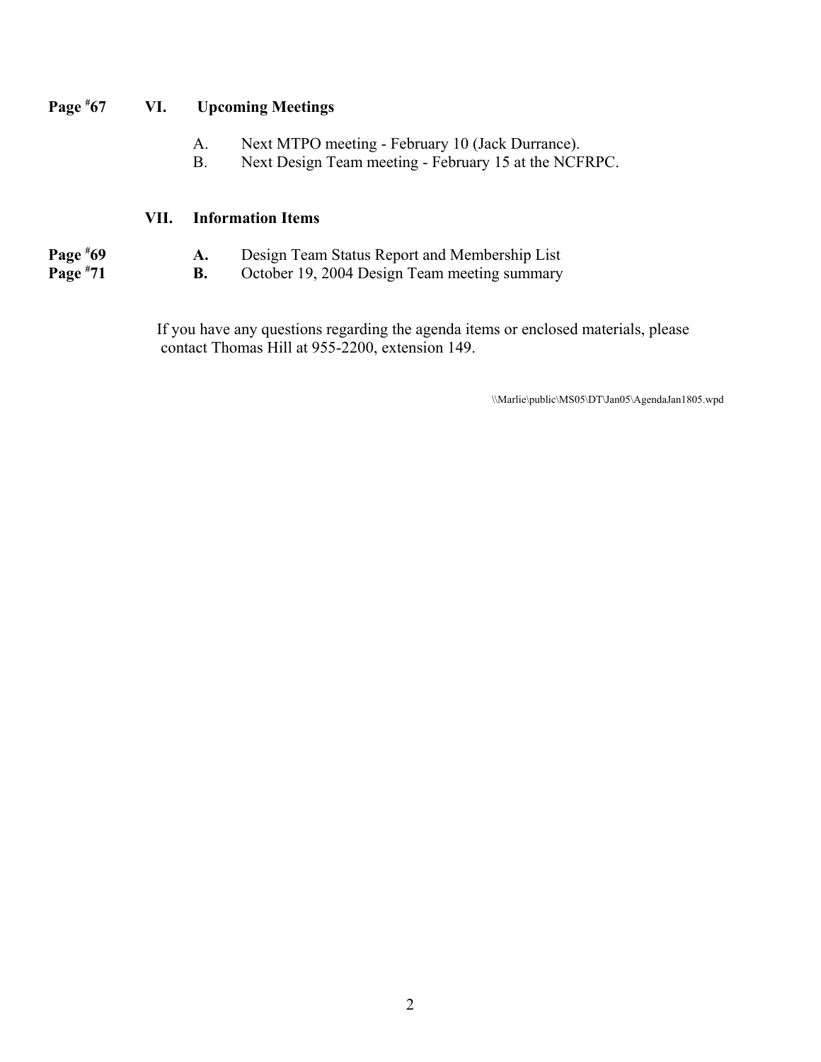**Page #67 VI. Upcoming Meetings**

A. Next MTPO meeting - February 10 (Jack Durrance).
B. Next Design Team meeting - February 15 at the NCFRPC.

**VII. Information Items**

**Page #69** **A.** Design Team Status Report and Membership List
**Page #71** **B.** October 19, 2004 Design Team meeting summary

If you have any questions regarding the agenda items or enclosed materials, please contact Thomas Hill at 955-2200, extension 149.

\\Marlie\public\MS05\DT\Jan05\AgendaJan1805.wpd